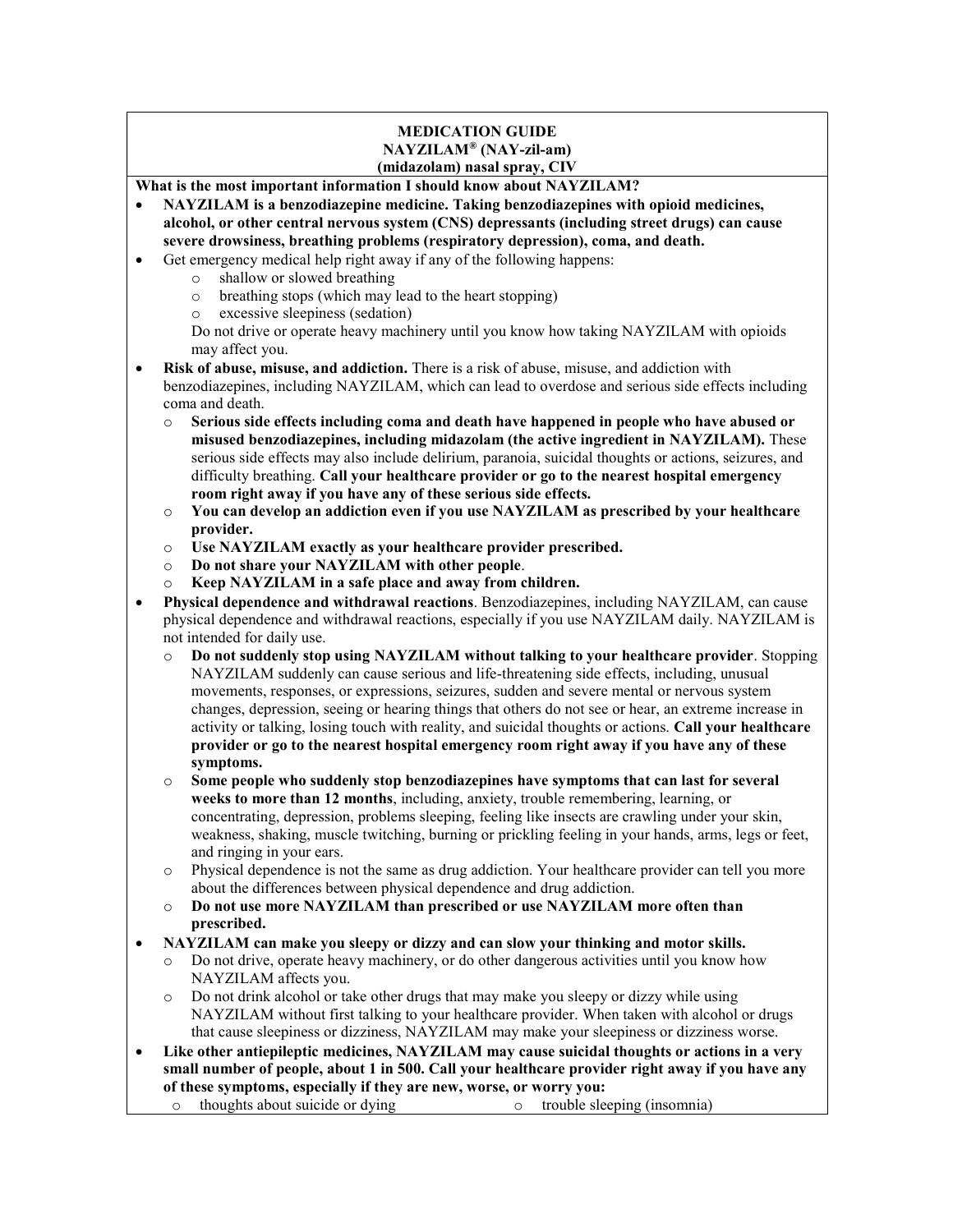**MEDICATION GUIDE**
**NAYZILAM® (NAY-zil-am)**
**(midazolam) nasal spray, CIV**

**What is the most important information I should know about NAYZILAM?**

- **NAYZILAM is a benzodiazepine medicine. Taking benzodiazepines with opioid medicines, alcohol, or other central nervous system (CNS) depressants (including street drugs) can cause severe drowsiness, breathing problems (respiratory depression), coma, and death.**
- Get emergency medical help right away if any of the following happens:
  - shallow or slowed breathing
  - breathing stops (which may lead to the heart stopping)
  - excessive sleepiness (sedation)

  Do not drive or operate heavy machinery until you know how taking NAYZILAM with opioids may affect you.
- **Risk of abuse, misuse, and addiction.** There is a risk of abuse, misuse, and addiction with benzodiazepines, including NAYZILAM, which can lead to overdose and serious side effects including coma and death.
  - **Serious side effects including coma and death have happened in people who have abused or misused benzodiazepines, including midazolam (the active ingredient in NAYZILAM).** These serious side effects may also include delirium, paranoia, suicidal thoughts or actions, seizures, and difficulty breathing. **Call your healthcare provider or go to the nearest hospital emergency room right away if you have any of these serious side effects.**
  - **You can develop an addiction even if you use NAYZILAM as prescribed by your healthcare provider.**
  - **Use NAYZILAM exactly as your healthcare provider prescribed.**
  - **Do not share your NAYZILAM with other people**.
  - **Keep NAYZILAM in a safe place and away from children.**
- **Physical dependence and withdrawal reactions**. Benzodiazepines, including NAYZILAM, can cause physical dependence and withdrawal reactions, especially if you use NAYZILAM daily. NAYZILAM is not intended for daily use.
  - **Do not suddenly stop using NAYZILAM without talking to your healthcare provider**. Stopping NAYZILAM suddenly can cause serious and life-threatening side effects, including, unusual movements, responses, or expressions, seizures, sudden and severe mental or nervous system changes, depression, seeing or hearing things that others do not see or hear, an extreme increase in activity or talking, losing touch with reality, and suicidal thoughts or actions. **Call your healthcare provider or go to the nearest hospital emergency room right away if you have any of these symptoms.**
  - **Some people who suddenly stop benzodiazepines have symptoms that can last for several weeks to more than 12 months**, including, anxiety, trouble remembering, learning, or concentrating, depression, problems sleeping, feeling like insects are crawling under your skin, weakness, shaking, muscle twitching, burning or prickling feeling in your hands, arms, legs or feet, and ringing in your ears.
  - Physical dependence is not the same as drug addiction. Your healthcare provider can tell you more about the differences between physical dependence and drug addiction.
  - **Do not use more NAYZILAM than prescribed or use NAYZILAM more often than prescribed.**
- **NAYZILAM can make you sleepy or dizzy and can slow your thinking and motor skills.**
  - Do not drive, operate heavy machinery, or do other dangerous activities until you know how NAYZILAM affects you.
  - Do not drink alcohol or take other drugs that may make you sleepy or dizzy while using NAYZILAM without first talking to your healthcare provider. When taken with alcohol or drugs that cause sleepiness or dizziness, NAYZILAM may make your sleepiness or dizziness worse.
- **Like other antiepileptic medicines, NAYZILAM may cause suicidal thoughts or actions in a very small number of people, about 1 in 500. Call your healthcare provider right away if you have any of these symptoms, especially if they are new, worse, or worry you:**
  - thoughts about suicide or dying
  - trouble sleeping (insomnia)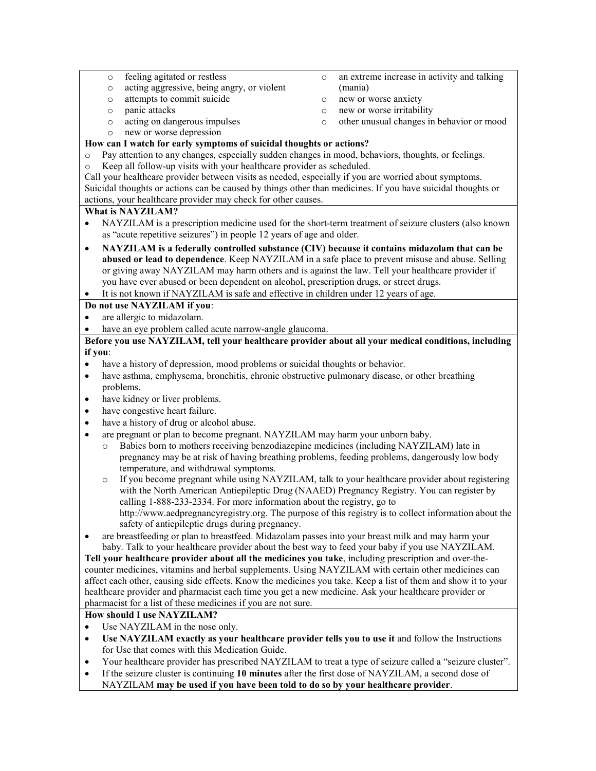- feeling agitated or restless
- acting aggressive, being angry, or violent
- attempts to commit suicide
- panic attacks
- acting on dangerous impulses
- new or worse depression
- an extreme increase in activity and talking (mania)
- new or worse anxiety
- new or worse irritability
- other unusual changes in behavior or mood

**How can I watch for early symptoms of suicidal thoughts or actions?**

- Pay attention to any changes, especially sudden changes in mood, behaviors, thoughts, or feelings.
- Keep all follow-up visits with your healthcare provider as scheduled.

Call your healthcare provider between visits as needed, especially if you are worried about symptoms. Suicidal thoughts or actions can be caused by things other than medicines. If you have suicidal thoughts or actions, your healthcare provider may check for other causes.

**What is NAYZILAM?**

- NAYZILAM is a prescription medicine used for the short-term treatment of seizure clusters (also known as "acute repetitive seizures") in people 12 years of age and older.
- **NAYZILAM is a federally controlled substance (CIV) because it contains midazolam that can be abused or lead to dependence**. Keep NAYZILAM in a safe place to prevent misuse and abuse. Selling or giving away NAYZILAM may harm others and is against the law. Tell your healthcare provider if you have ever abused or been dependent on alcohol, prescription drugs, or street drugs.
- It is not known if NAYZILAM is safe and effective in children under 12 years of age.

**Do not use NAYZILAM if you**:

- are allergic to midazolam.
- have an eye problem called acute narrow-angle glaucoma.

**Before you use NAYZILAM, tell your healthcare provider about all your medical conditions, including if you**:

- have a history of depression, mood problems or suicidal thoughts or behavior.
- have asthma, emphysema, bronchitis, chronic obstructive pulmonary disease, or other breathing problems.
- have kidney or liver problems.
- have congestive heart failure.
- have a history of drug or alcohol abuse.
- are pregnant or plan to become pregnant. NAYZILAM may harm your unborn baby.
  - Babies born to mothers receiving benzodiazepine medicines (including NAYZILAM) late in pregnancy may be at risk of having breathing problems, feeding problems, dangerously low body temperature, and withdrawal symptoms.
  - If you become pregnant while using NAYZILAM, talk to your healthcare provider about registering with the North American Antiepileptic Drug (NAAED) Pregnancy Registry. You can register by calling 1-888-233-2334. For more information about the registry, go to http://www.aedpregnancyregistry.org. The purpose of this registry is to collect information about the safety of antiepileptic drugs during pregnancy.
- are breastfeeding or plan to breastfeed. Midazolam passes into your breast milk and may harm your baby. Talk to your healthcare provider about the best way to feed your baby if you use NAYZILAM.

**Tell your healthcare provider about all the medicines you take**, including prescription and over-the-counter medicines, vitamins and herbal supplements. Using NAYZILAM with certain other medicines can affect each other, causing side effects. Know the medicines you take. Keep a list of them and show it to your healthcare provider and pharmacist each time you get a new medicine. Ask your healthcare provider or pharmacist for a list of these medicines if you are not sure.

**How should I use NAYZILAM?**

- Use NAYZILAM in the nose only.
- **Use NAYZILAM exactly as your healthcare provider tells you to use it** and follow the Instructions for Use that comes with this Medication Guide.
- Your healthcare provider has prescribed NAYZILAM to treat a type of seizure called a "seizure cluster".
- If the seizure cluster is continuing **10 minutes** after the first dose of NAYZILAM, a second dose of NAYZILAM **may be used if you have been told to do so by your healthcare provider**.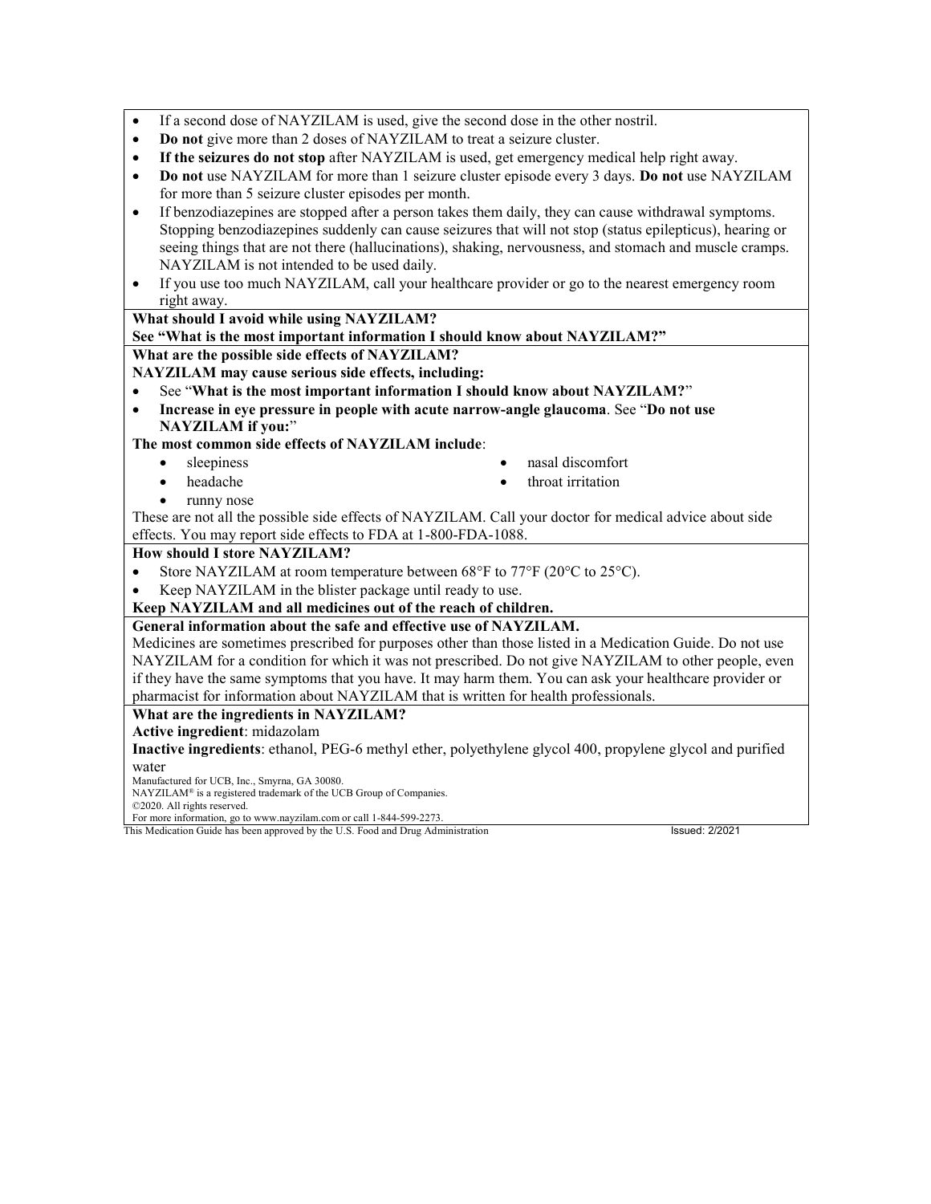- If a second dose of NAYZILAM is used, give the second dose in the other nostril.
- **Do not** give more than 2 doses of NAYZILAM to treat a seizure cluster.
- **If the seizures do not stop** after NAYZILAM is used, get emergency medical help right away.
- **Do not** use NAYZILAM for more than 1 seizure cluster episode every 3 days. **Do not** use NAYZILAM for more than 5 seizure cluster episodes per month.
- If benzodiazepines are stopped after a person takes them daily, they can cause withdrawal symptoms. Stopping benzodiazepines suddenly can cause seizures that will not stop (status epilepticus), hearing or seeing things that are not there (hallucinations), shaking, nervousness, and stomach and muscle cramps. NAYZILAM is not intended to be used daily.
- If you use too much NAYZILAM, call your healthcare provider or go to the nearest emergency room right away.

**What should I avoid while using NAYZILAM?**

**See "What is the most important information I should know about NAYZILAM?"**

**What are the possible side effects of NAYZILAM?**

**NAYZILAM may cause serious side effects, including:**

- See "**What is the most important information I should know about NAYZILAM?**"
- **Increase in eye pressure in people with acute narrow-angle glaucoma**. See "**Do not use NAYZILAM if you:**"

**The most common side effects of NAYZILAM include**:

- sleepiness
- headache
- runny nose
- nasal discomfort
- throat irritation

These are not all the possible side effects of NAYZILAM. Call your doctor for medical advice about side effects. You may report side effects to FDA at 1-800-FDA-1088.

**How should I store NAYZILAM?**

- Store NAYZILAM at room temperature between 68°F to 77°F (20°C to 25°C).
- Keep NAYZILAM in the blister package until ready to use.

**Keep NAYZILAM and all medicines out of the reach of children.**

**General information about the safe and effective use of NAYZILAM.**

Medicines are sometimes prescribed for purposes other than those listed in a Medication Guide. Do not use NAYZILAM for a condition for which it was not prescribed. Do not give NAYZILAM to other people, even if they have the same symptoms that you have. It may harm them. You can ask your healthcare provider or pharmacist for information about NAYZILAM that is written for health professionals.

**What are the ingredients in NAYZILAM?**

**Active ingredient**: midazolam

**Inactive ingredients**: ethanol, PEG-6 methyl ether, polyethylene glycol 400, propylene glycol and purified water

Manufactured for UCB, Inc., Smyrna, GA 30080.
NAYZILAM® is a registered trademark of the UCB Group of Companies.
©2020. All rights reserved.
For more information, go to www.nayzilam.com or call 1-844-599-2273.

This Medication Guide has been approved by the U.S. Food and Drug Administration Issued: 2/2021